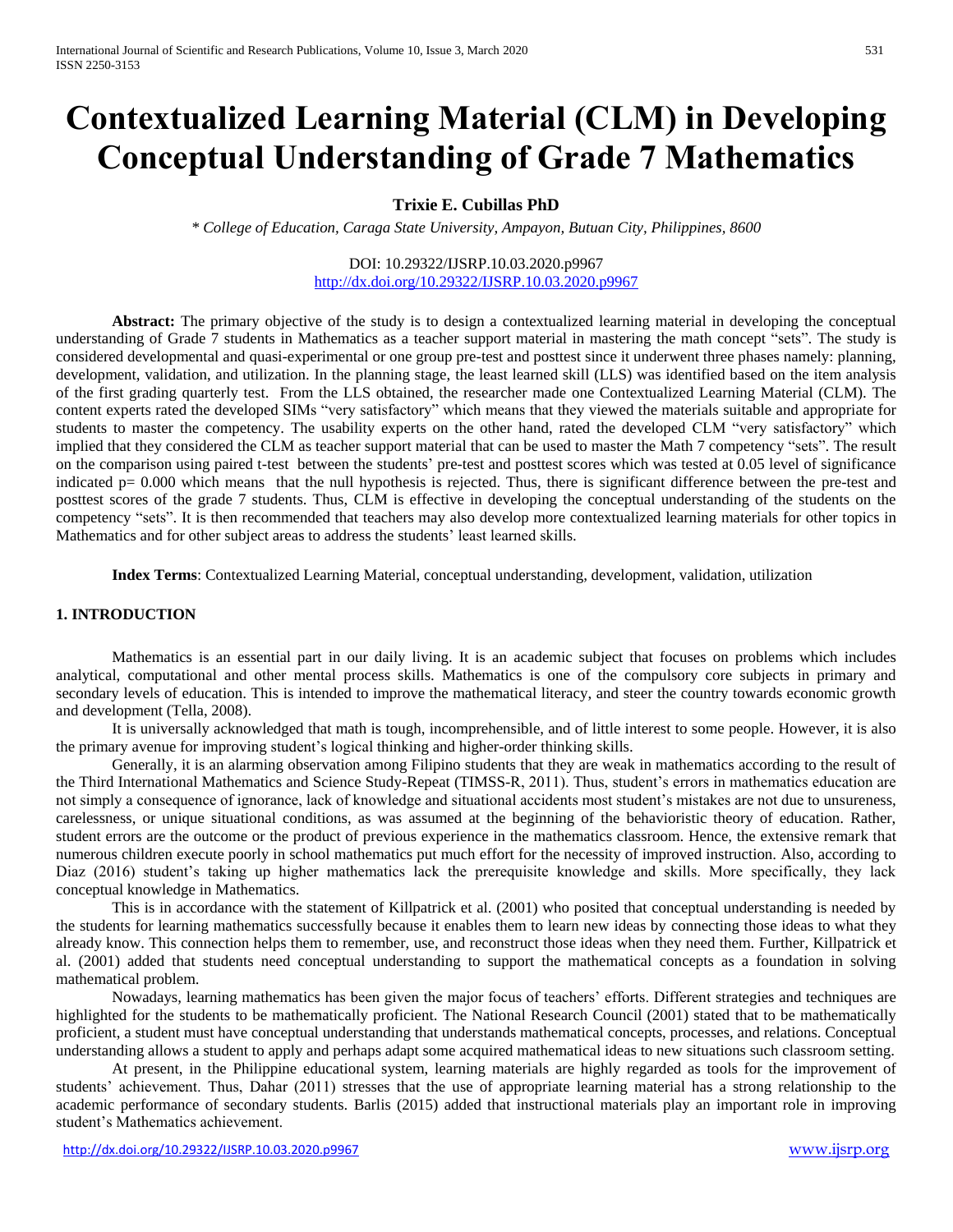# Contextualized Learning Material (CLM) in Developing Conceptual Understanding of Grade 7 Mathematics

**Trixie E. Cubillas PhD**

* *College of Education, Caraga State University, Ampayon, Butuan City, Philippines, 8600*

DOI: 10.29322/IJSRP.10.03.2020.p9967
http://dx.doi.org/10.29322/IJSRP.10.03.2020.p9967

**Abstract:** The primary objective of the study is to design a contextualized learning material in developing the conceptual understanding of Grade 7 students in Mathematics as a teacher support material in mastering the math concept "sets". The study is considered developmental and quasi-experimental or one group pre-test and posttest since it underwent three phases namely: planning, development, validation, and utilization. In the planning stage, the least learned skill (LLS) was identified based on the item analysis of the first grading quarterly test. From the LLS obtained, the researcher made one Contextualized Learning Material (CLM). The content experts rated the developed SIMs "very satisfactory" which means that they viewed the materials suitable and appropriate for students to master the competency. The usability experts on the other hand, rated the developed CLM "very satisfactory" which implied that they considered the CLM as teacher support material that can be used to master the Math 7 competency "sets". The result on the comparison using paired t-test between the students' pre-test and posttest scores which was tested at 0.05 level of significance indicated p= 0.000 which means that the null hypothesis is rejected. Thus, there is significant difference between the pre-test and posttest scores of the grade 7 students. Thus, CLM is effective in developing the conceptual understanding of the students on the competency "sets". It is then recommended that teachers may also develop more contextualized learning materials for other topics in Mathematics and for other subject areas to address the students' least learned skills.

**Index Terms**: Contextualized Learning Material, conceptual understanding, development, validation, utilization

## 1. INTRODUCTION

Mathematics is an essential part in our daily living. It is an academic subject that focuses on problems which includes analytical, computational and other mental process skills. Mathematics is one of the compulsory core subjects in primary and secondary levels of education. This is intended to improve the mathematical literacy, and steer the country towards economic growth and development (Tella, 2008).

It is universally acknowledged that math is tough, incomprehensible, and of little interest to some people. However, it is also the primary avenue for improving student's logical thinking and higher-order thinking skills.

Generally, it is an alarming observation among Filipino students that they are weak in mathematics according to the result of the Third International Mathematics and Science Study-Repeat (TIMSS-R, 2011). Thus, student's errors in mathematics education are not simply a consequence of ignorance, lack of knowledge and situational accidents most student's mistakes are not due to unsureness, carelessness, or unique situational conditions, as was assumed at the beginning of the behavioristic theory of education. Rather, student errors are the outcome or the product of previous experience in the mathematics classroom. Hence, the extensive remark that numerous children execute poorly in school mathematics put much effort for the necessity of improved instruction. Also, according to Diaz (2016) student's taking up higher mathematics lack the prerequisite knowledge and skills. More specifically, they lack conceptual knowledge in Mathematics.

This is in accordance with the statement of Killpatrick et al. (2001) who posited that conceptual understanding is needed by the students for learning mathematics successfully because it enables them to learn new ideas by connecting those ideas to what they already know. This connection helps them to remember, use, and reconstruct those ideas when they need them. Further, Killpatrick et al. (2001) added that students need conceptual understanding to support the mathematical concepts as a foundation in solving mathematical problem.

Nowadays, learning mathematics has been given the major focus of teachers' efforts. Different strategies and techniques are highlighted for the students to be mathematically proficient. The National Research Council (2001) stated that to be mathematically proficient, a student must have conceptual understanding that understands mathematical concepts, processes, and relations. Conceptual understanding allows a student to apply and perhaps adapt some acquired mathematical ideas to new situations such classroom setting.

At present, in the Philippine educational system, learning materials are highly regarded as tools for the improvement of students' achievement. Thus, Dahar (2011) stresses that the use of appropriate learning material has a strong relationship to the academic performance of secondary students. Barlis (2015) added that instructional materials play an important role in improving student's Mathematics achievement.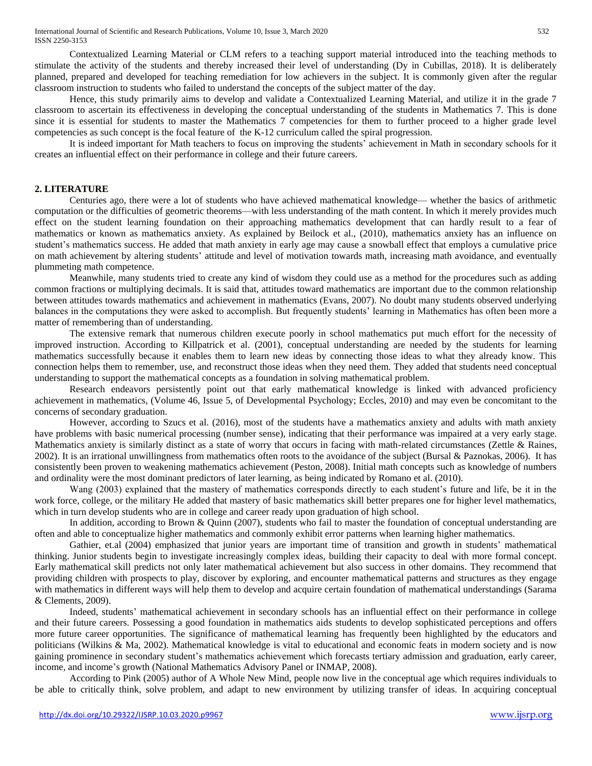Contextualized Learning Material or CLM refers to a teaching support material introduced into the teaching methods to stimulate the activity of the students and thereby increased their level of understanding (Dy in Cubillas, 2018). It is deliberately planned, prepared and developed for teaching remediation for low achievers in the subject. It is commonly given after the regular classroom instruction to students who failed to understand the concepts of the subject matter of the day.

Hence, this study primarily aims to develop and validate a Contextualized Learning Material, and utilize it in the grade 7 classroom to ascertain its effectiveness in developing the conceptual understanding of the students in Mathematics 7. This is done since it is essential for students to master the Mathematics 7 competencies for them to further proceed to a higher grade level competencies as such concept is the focal feature of the K-12 curriculum called the spiral progression.

It is indeed important for Math teachers to focus on improving the students' achievement in Math in secondary schools for it creates an influential effect on their performance in college and their future careers.

## 2. LITERATURE

Centuries ago, there were a lot of students who have achieved mathematical knowledge— whether the basics of arithmetic computation or the difficulties of geometric theorems—with less understanding of the math content. In which it merely provides much effect on the student learning foundation on their approaching mathematics development that can hardly result to a fear of mathematics or known as mathematics anxiety. As explained by Beilock et al., (2010), mathematics anxiety has an influence on student's mathematics success. He added that math anxiety in early age may cause a snowball effect that employs a cumulative price on math achievement by altering students' attitude and level of motivation towards math, increasing math avoidance, and eventually plummeting math competence.

Meanwhile, many students tried to create any kind of wisdom they could use as a method for the procedures such as adding common fractions or multiplying decimals. It is said that, attitudes toward mathematics are important due to the common relationship between attitudes towards mathematics and achievement in mathematics (Evans, 2007). No doubt many students observed underlying balances in the computations they were asked to accomplish. But frequently students' learning in Mathematics has often been more a matter of remembering than of understanding.

The extensive remark that numerous children execute poorly in school mathematics put much effort for the necessity of improved instruction. According to Killpatrick et al. (2001), conceptual understanding are needed by the students for learning mathematics successfully because it enables them to learn new ideas by connecting those ideas to what they already know. This connection helps them to remember, use, and reconstruct those ideas when they need them. They added that students need conceptual understanding to support the mathematical concepts as a foundation in solving mathematical problem.

Research endeavors persistently point out that early mathematical knowledge is linked with advanced proficiency achievement in mathematics, (Volume 46, Issue 5, of Developmental Psychology; Eccles, 2010) and may even be concomitant to the concerns of secondary graduation.

However, according to Szucs et al. (2016), most of the students have a mathematics anxiety and adults with math anxiety have problems with basic numerical processing (number sense), indicating that their performance was impaired at a very early stage. Mathematics anxiety is similarly distinct as a state of worry that occurs in facing with math-related circumstances (Zettle & Raines, 2002). It is an irrational unwillingness from mathematics often roots to the avoidance of the subject (Bursal & Paznokas, 2006). It has consistently been proven to weakening mathematics achievement (Peston, 2008). Initial math concepts such as knowledge of numbers and ordinality were the most dominant predictors of later learning, as being indicated by Romano et al. (2010).

Wang (2003) explained that the mastery of mathematics corresponds directly to each student's future and life, be it in the work force, college, or the military He added that mastery of basic mathematics skill better prepares one for higher level mathematics, which in turn develop students who are in college and career ready upon graduation of high school.

In addition, according to Brown & Quinn (2007), students who fail to master the foundation of conceptual understanding are often and able to conceptualize higher mathematics and commonly exhibit error patterns when learning higher mathematics.

Gathier, et.al (2004) emphasized that junior years are important time of transition and growth in students' mathematical thinking. Junior students begin to investigate increasingly complex ideas, building their capacity to deal with more formal concept. Early mathematical skill predicts not only later mathematical achievement but also success in other domains. They recommend that providing children with prospects to play, discover by exploring, and encounter mathematical patterns and structures as they engage with mathematics in different ways will help them to develop and acquire certain foundation of mathematical understandings (Sarama & Clements, 2009).

Indeed, students' mathematical achievement in secondary schools has an influential effect on their performance in college and their future careers. Possessing a good foundation in mathematics aids students to develop sophisticated perceptions and offers more future career opportunities. The significance of mathematical learning has frequently been highlighted by the educators and politicians (Wilkins & Ma, 2002). Mathematical knowledge is vital to educational and economic feats in modern society and is now gaining prominence in secondary student's mathematics achievement which forecasts tertiary admission and graduation, early career, income, and income's growth (National Mathematics Advisory Panel or INMAP, 2008).

According to Pink (2005) author of A Whole New Mind, people now live in the conceptual age which requires individuals to be able to critically think, solve problem, and adapt to new environment by utilizing transfer of ideas. In acquiring conceptual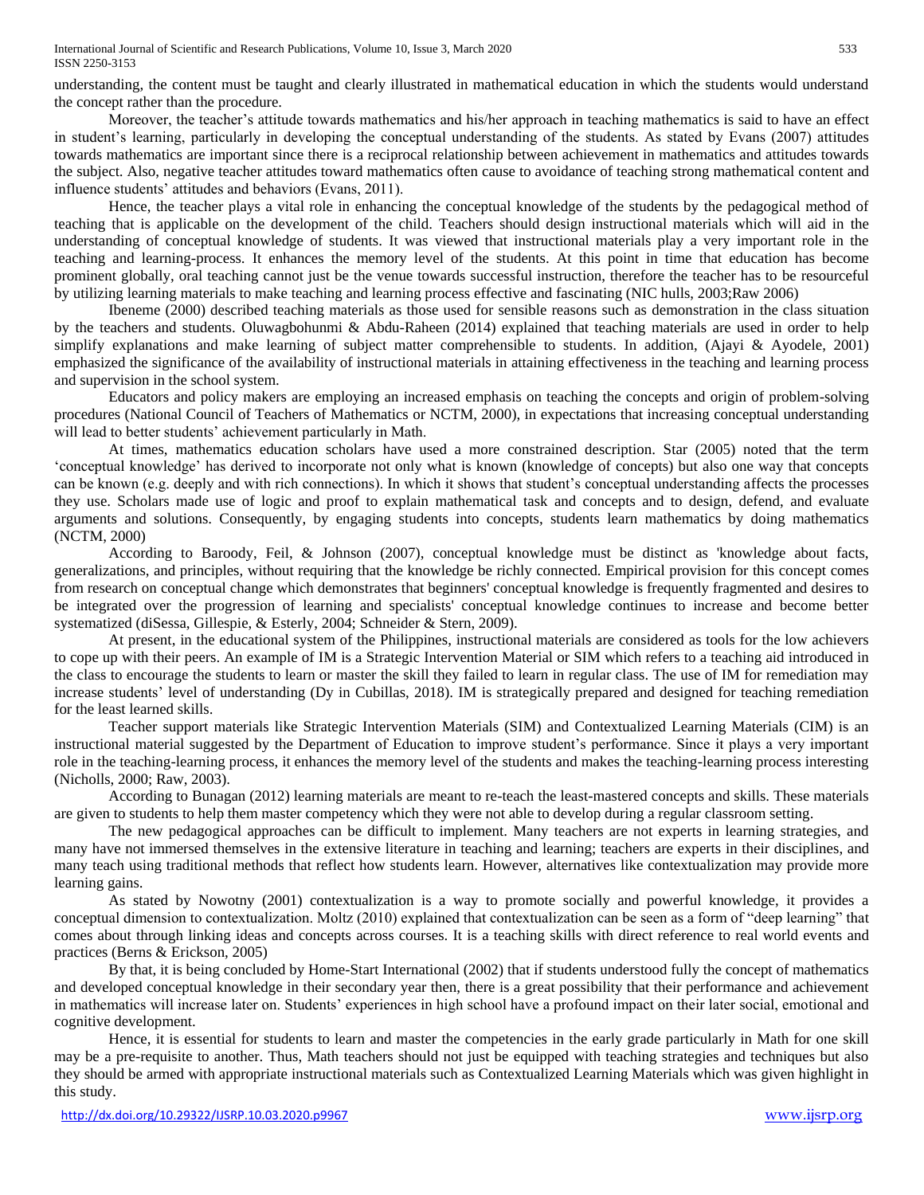understanding, the content must be taught and clearly illustrated in mathematical education in which the students would understand the concept rather than the procedure.

Moreover, the teacher's attitude towards mathematics and his/her approach in teaching mathematics is said to have an effect in student's learning, particularly in developing the conceptual understanding of the students. As stated by Evans (2007) attitudes towards mathematics are important since there is a reciprocal relationship between achievement in mathematics and attitudes towards the subject. Also, negative teacher attitudes toward mathematics often cause to avoidance of teaching strong mathematical content and influence students' attitudes and behaviors (Evans, 2011).

Hence, the teacher plays a vital role in enhancing the conceptual knowledge of the students by the pedagogical method of teaching that is applicable on the development of the child. Teachers should design instructional materials which will aid in the understanding of conceptual knowledge of students. It was viewed that instructional materials play a very important role in the teaching and learning-process. It enhances the memory level of the students. At this point in time that education has become prominent globally, oral teaching cannot just be the venue towards successful instruction, therefore the teacher has to be resourceful by utilizing learning materials to make teaching and learning process effective and fascinating (NIC hulls, 2003;Raw 2006)

Ibeneme (2000) described teaching materials as those used for sensible reasons such as demonstration in the class situation by the teachers and students. Oluwagbohunmi & Abdu-Raheen (2014) explained that teaching materials are used in order to help simplify explanations and make learning of subject matter comprehensible to students. In addition, (Ajayi & Ayodele, 2001) emphasized the significance of the availability of instructional materials in attaining effectiveness in the teaching and learning process and supervision in the school system.

Educators and policy makers are employing an increased emphasis on teaching the concepts and origin of problem-solving procedures (National Council of Teachers of Mathematics or NCTM, 2000), in expectations that increasing conceptual understanding will lead to better students' achievement particularly in Math.

At times, mathematics education scholars have used a more constrained description. Star (2005) noted that the term 'conceptual knowledge' has derived to incorporate not only what is known (knowledge of concepts) but also one way that concepts can be known (e.g. deeply and with rich connections). In which it shows that student's conceptual understanding affects the processes they use. Scholars made use of logic and proof to explain mathematical task and concepts and to design, defend, and evaluate arguments and solutions. Consequently, by engaging students into concepts, students learn mathematics by doing mathematics (NCTM, 2000)

According to Baroody, Feil, & Johnson (2007), conceptual knowledge must be distinct as 'knowledge about facts, generalizations, and principles, without requiring that the knowledge be richly connected. Empirical provision for this concept comes from research on conceptual change which demonstrates that beginners' conceptual knowledge is frequently fragmented and desires to be integrated over the progression of learning and specialists' conceptual knowledge continues to increase and become better systematized (diSessa, Gillespie, & Esterly, 2004; Schneider & Stern, 2009).

At present, in the educational system of the Philippines, instructional materials are considered as tools for the low achievers to cope up with their peers. An example of IM is a Strategic Intervention Material or SIM which refers to a teaching aid introduced in the class to encourage the students to learn or master the skill they failed to learn in regular class. The use of IM for remediation may increase students' level of understanding (Dy in Cubillas, 2018). IM is strategically prepared and designed for teaching remediation for the least learned skills.

Teacher support materials like Strategic Intervention Materials (SIM) and Contextualized Learning Materials (CIM) is an instructional material suggested by the Department of Education to improve student's performance. Since it plays a very important role in the teaching-learning process, it enhances the memory level of the students and makes the teaching-learning process interesting (Nicholls, 2000; Raw, 2003).

According to Bunagan (2012) learning materials are meant to re-teach the least-mastered concepts and skills. These materials are given to students to help them master competency which they were not able to develop during a regular classroom setting.

The new pedagogical approaches can be difficult to implement. Many teachers are not experts in learning strategies, and many have not immersed themselves in the extensive literature in teaching and learning; teachers are experts in their disciplines, and many teach using traditional methods that reflect how students learn. However, alternatives like contextualization may provide more learning gains.

As stated by Nowotny (2001) contextualization is a way to promote socially and powerful knowledge, it provides a conceptual dimension to contextualization. Moltz (2010) explained that contextualization can be seen as a form of "deep learning" that comes about through linking ideas and concepts across courses. It is a teaching skills with direct reference to real world events and practices (Berns & Erickson, 2005)

By that, it is being concluded by Home-Start International (2002) that if students understood fully the concept of mathematics and developed conceptual knowledge in their secondary year then, there is a great possibility that their performance and achievement in mathematics will increase later on. Students' experiences in high school have a profound impact on their later social, emotional and cognitive development.

Hence, it is essential for students to learn and master the competencies in the early grade particularly in Math for one skill may be a pre-requisite to another. Thus, Math teachers should not just be equipped with teaching strategies and techniques but also they should be armed with appropriate instructional materials such as Contextualized Learning Materials which was given highlight in this study.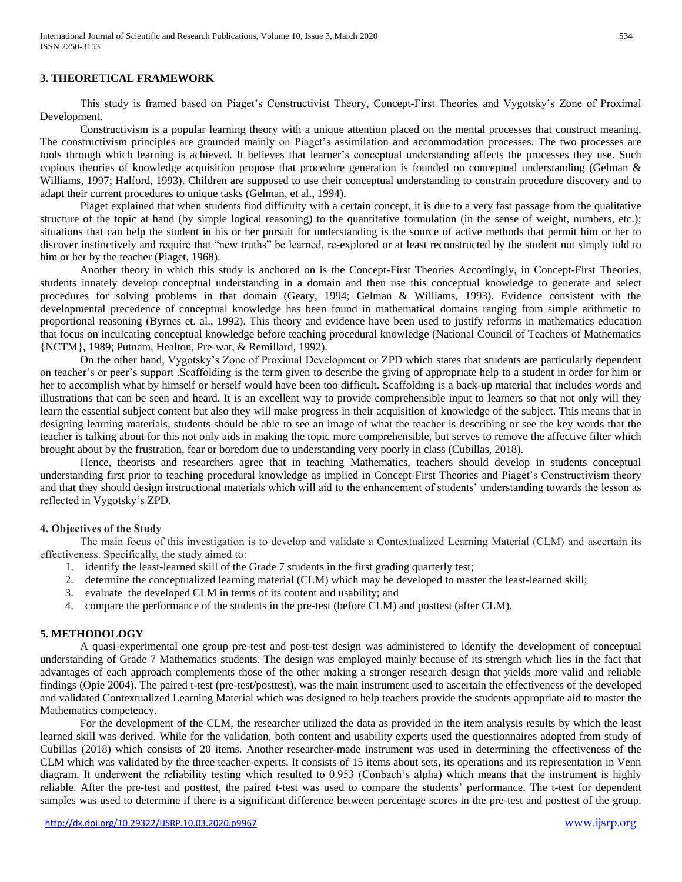## 3. THEORETICAL FRAMEWORK

This study is framed based on Piaget's Constructivist Theory, Concept-First Theories and Vygotsky's Zone of Proximal Development.

Constructivism is a popular learning theory with a unique attention placed on the mental processes that construct meaning. The constructivism principles are grounded mainly on Piaget's assimilation and accommodation processes. The two processes are tools through which learning is achieved. It believes that learner's conceptual understanding affects the processes they use. Such copious theories of knowledge acquisition propose that procedure generation is founded on conceptual understanding (Gelman & Williams, 1997; Halford, 1993). Children are supposed to use their conceptual understanding to constrain procedure discovery and to adapt their current procedures to unique tasks (Gelman, et al., 1994).

Piaget explained that when students find difficulty with a certain concept, it is due to a very fast passage from the qualitative structure of the topic at hand (by simple logical reasoning) to the quantitative formulation (in the sense of weight, numbers, etc.); situations that can help the student in his or her pursuit for understanding is the source of active methods that permit him or her to discover instinctively and require that "new truths" be learned, re-explored or at least reconstructed by the student not simply told to him or her by the teacher (Piaget, 1968).

Another theory in which this study is anchored on is the Concept-First Theories Accordingly, in Concept-First Theories, students innately develop conceptual understanding in a domain and then use this conceptual knowledge to generate and select procedures for solving problems in that domain (Geary, 1994; Gelman & Williams, 1993). Evidence consistent with the developmental precedence of conceptual knowledge has been found in mathematical domains ranging from simple arithmetic to proportional reasoning (Byrnes et. al., 1992). This theory and evidence have been used to justify reforms in mathematics education that focus on inculcating conceptual knowledge before teaching procedural knowledge (National Council of Teachers of Mathematics {NCTM}, 1989; Putnam, Healton, Pre-wat, & Remillard, 1992).

On the other hand, Vygotsky's Zone of Proximal Development or ZPD which states that students are particularly dependent on teacher's or peer's support .Scaffolding is the term given to describe the giving of appropriate help to a student in order for him or her to accomplish what by himself or herself would have been too difficult. Scaffolding is a back-up material that includes words and illustrations that can be seen and heard. It is an excellent way to provide comprehensible input to learners so that not only will they learn the essential subject content but also they will make progress in their acquisition of knowledge of the subject. This means that in designing learning materials, students should be able to see an image of what the teacher is describing or see the key words that the teacher is talking about for this not only aids in making the topic more comprehensible, but serves to remove the affective filter which brought about by the frustration, fear or boredom due to understanding very poorly in class (Cubillas, 2018).

Hence, theorists and researchers agree that in teaching Mathematics, teachers should develop in students conceptual understanding first prior to teaching procedural knowledge as implied in Concept-First Theories and Piaget's Constructivism theory and that they should design instructional materials which will aid to the enhancement of students' understanding towards the lesson as reflected in Vygotsky's ZPD.

### 4. Objectives of the Study

The main focus of this investigation is to develop and validate a Contextualized Learning Material (CLM) and ascertain its effectiveness. Specifically, the study aimed to:

1. identify the least-learned skill of the Grade 7 students in the first grading quarterly test;
2. determine the conceptualized learning material (CLM) which may be developed to master the least-learned skill;
3. evaluate the developed CLM in terms of its content and usability; and
4. compare the performance of the students in the pre-test (before CLM) and posttest (after CLM).

## 5. METHODOLOGY

A quasi-experimental one group pre-test and post-test design was administered to identify the development of conceptual understanding of Grade 7 Mathematics students. The design was employed mainly because of its strength which lies in the fact that advantages of each approach complements those of the other making a stronger research design that yields more valid and reliable findings (Opie 2004). The paired t-test (pre-test/posttest), was the main instrument used to ascertain the effectiveness of the developed and validated Contextualized Learning Material which was designed to help teachers provide the students appropriate aid to master the Mathematics competency.

For the development of the CLM, the researcher utilized the data as provided in the item analysis results by which the least learned skill was derived. While for the validation, both content and usability experts used the questionnaires adopted from study of Cubillas (2018) which consists of 20 items. Another researcher-made instrument was used in determining the effectiveness of the CLM which was validated by the three teacher-experts. It consists of 15 items about sets, its operations and its representation in Venn diagram. It underwent the reliability testing which resulted to 0.953 (Conbach's alpha) which means that the instrument is highly reliable. After the pre-test and posttest, the paired t-test was used to compare the students' performance. The t-test for dependent samples was used to determine if there is a significant difference between percentage scores in the pre-test and posttest of the group.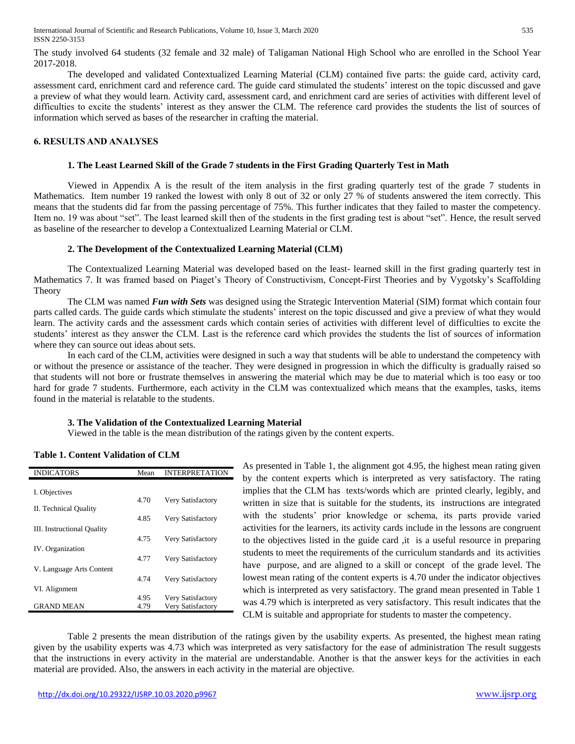The study involved 64 students (32 female and 32 male) of Taligaman National High School who are enrolled in the School Year 2017-2018.

The developed and validated Contextualized Learning Material (CLM) contained five parts: the guide card, activity card, assessment card, enrichment card and reference card. The guide card stimulated the students' interest on the topic discussed and gave a preview of what they would learn. Activity card, assessment card, and enrichment card are series of activities with different level of difficulties to excite the students' interest as they answer the CLM. The reference card provides the students the list of sources of information which served as bases of the researcher in crafting the material.

## 6. RESULTS AND ANALYSES

### 1. The Least Learned Skill of the Grade 7 students in the First Grading Quarterly Test in Math

Viewed in Appendix A is the result of the item analysis in the first grading quarterly test of the grade 7 students in Mathematics. Item number 19 ranked the lowest with only 8 out of 32 or only 27 % of students answered the item correctly. This means that the students did far from the passing percentage of 75%. This further indicates that they failed to master the competency. Item no. 19 was about "set". The least learned skill then of the students in the first grading test is about "set". Hence, the result served as baseline of the researcher to develop a Contextualized Learning Material or CLM.

### 2. The Development of the Contextualized Learning Material (CLM)

The Contextualized Learning Material was developed based on the least- learned skill in the first grading quarterly test in Mathematics 7. It was framed based on Piaget's Theory of Constructivism, Concept-First Theories and by Vygotsky's Scaffolding Theory

The CLM was named ***Fun with Sets*** was designed using the Strategic Intervention Material (SIM) format which contain four parts called cards. The guide cards which stimulate the students' interest on the topic discussed and give a preview of what they would learn. The activity cards and the assessment cards which contain series of activities with different level of difficulties to excite the students' interest as they answer the CLM. Last is the reference card which provides the students the list of sources of information where they can source out ideas about sets.

In each card of the CLM, activities were designed in such a way that students will be able to understand the competency with or without the presence or assistance of the teacher. They were designed in progression in which the difficulty is gradually raised so that students will not bore or frustrate themselves in answering the material which may be due to material which is too easy or too hard for grade 7 students. Furthermore, each activity in the CLM was contextualized which means that the examples, tasks, items found in the material is relatable to the students.

### 3. The Validation of the Contextualized Learning Material

Viewed in the table is the mean distribution of the ratings given by the content experts.

**Table 1. Content Validation of CLM**

| INDICATORS | Mean | INTERPRETATION |
|---|---|---|
| I. Objectives | 4.70 | Very Satisfactory |
| II. Technical Quality | 4.85 | Very Satisfactory |
| III. Instructional Quality | 4.75 | Very Satisfactory |
| IV. Organization | 4.77 | Very Satisfactory |
| V. Language Arts Content | 4.74 | Very Satisfactory |
| VI. Alignment | 4.95 | Very Satisfactory |
| GRAND MEAN | 4.79 | Very Satisfactory |

As presented in Table 1, the alignment got 4.95, the highest mean rating given by the content experts which is interpreted as very satisfactory. The rating implies that the CLM has texts/words which are printed clearly, legibly, and written in size that is suitable for the students, its instructions are integrated with the students' prior knowledge or schema, its parts provide varied activities for the learners, its activity cards include in the lessons are congruent to the objectives listed in the guide card ,it is a useful resource in preparing students to meet the requirements of the curriculum standards and its activities have purpose, and are aligned to a skill or concept of the grade level. The lowest mean rating of the content experts is 4.70 under the indicator objectives which is interpreted as very satisfactory. The grand mean presented in Table 1 was 4.79 which is interpreted as very satisfactory. This result indicates that the CLM is suitable and appropriate for students to master the competency.

Table 2 presents the mean distribution of the ratings given by the usability experts. As presented, the highest mean rating given by the usability experts was 4.73 which was interpreted as very satisfactory for the ease of administration The result suggests that the instructions in every activity in the material are understandable. Another is that the answer keys for the activities in each material are provided. Also, the answers in each activity in the material are objective.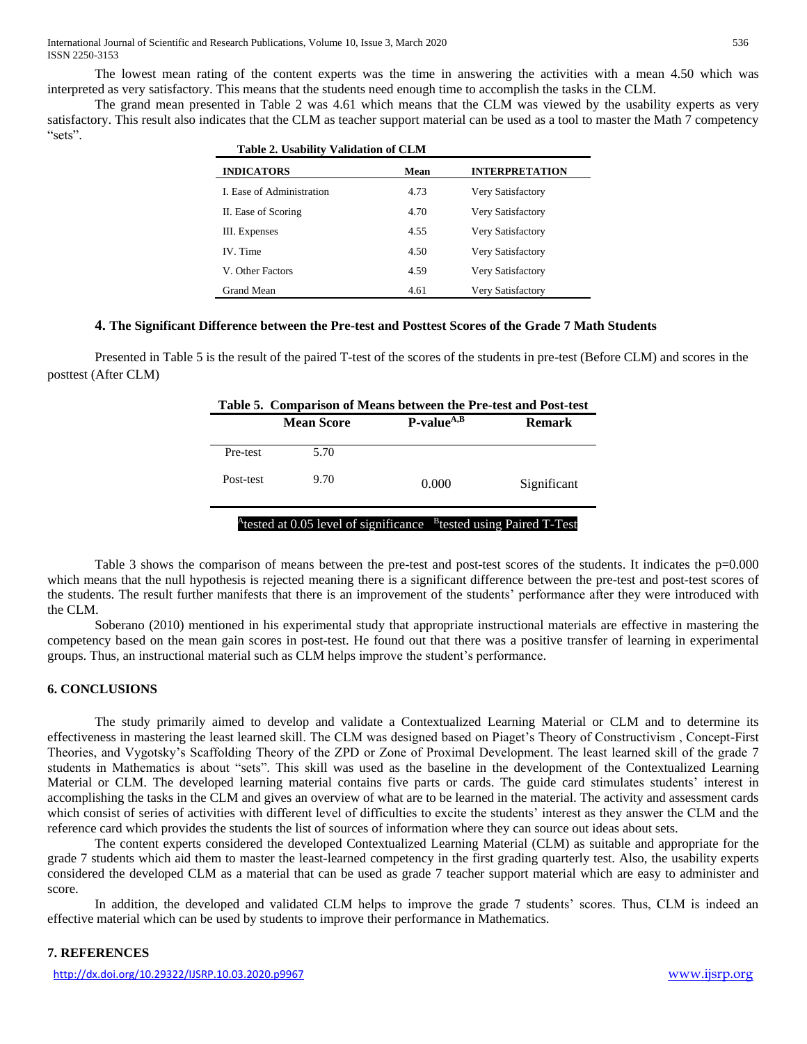The lowest mean rating of the content experts was the time in answering the activities with a mean 4.50 which was interpreted as very satisfactory. This means that the students need enough time to accomplish the tasks in the CLM.

The grand mean presented in Table 2 was 4.61 which means that the CLM was viewed by the usability experts as very satisfactory. This result also indicates that the CLM as teacher support material can be used as a tool to master the Math 7 competency "sets".

**Table 2. Usability Validation of CLM**

| INDICATORS | Mean | INTERPRETATION |
| --- | --- | --- |
| I. Ease of Administration | 4.73 | Very Satisfactory |
| II. Ease of Scoring | 4.70 | Very Satisfactory |
| III. Expenses | 4.55 | Very Satisfactory |
| IV. Time | 4.50 | Very Satisfactory |
| V. Other Factors | 4.59 | Very Satisfactory |
| Grand Mean | 4.61 | Very Satisfactory |

### 4. The Significant Difference between the Pre-test and Posttest Scores of the Grade 7 Math Students

Presented in Table 5 is the result of the paired T-test of the scores of the students in pre-test (Before CLM) and scores in the posttest (After CLM)

**Table 5. Comparison of Means between the Pre-test and Post-test**

| | Mean Score | P-value[A,B] | Remark |
| --- | --- | --- | --- |
| Pre-test | 5.70 | | |
| Post-test | 9.70 | 0.000 | Significant |

[A]tested at 0.05 level of significance [B]tested using Paired T-Test

Table 3 shows the comparison of means between the pre-test and post-test scores of the students. It indicates the p=0.000 which means that the null hypothesis is rejected meaning there is a significant difference between the pre-test and post-test scores of the students. The result further manifests that there is an improvement of the students' performance after they were introduced with the CLM.

Soberano (2010) mentioned in his experimental study that appropriate instructional materials are effective in mastering the competency based on the mean gain scores in post-test. He found out that there was a positive transfer of learning in experimental groups. Thus, an instructional material such as CLM helps improve the student's performance.

## 6. CONCLUSIONS

The study primarily aimed to develop and validate a Contextualized Learning Material or CLM and to determine its effectiveness in mastering the least learned skill. The CLM was designed based on Piaget's Theory of Constructivism , Concept-First Theories, and Vygotsky's Scaffolding Theory of the ZPD or Zone of Proximal Development. The least learned skill of the grade 7 students in Mathematics is about "sets". This skill was used as the baseline in the development of the Contextualized Learning Material or CLM. The developed learning material contains five parts or cards. The guide card stimulates students' interest in accomplishing the tasks in the CLM and gives an overview of what are to be learned in the material. The activity and assessment cards which consist of series of activities with different level of difficulties to excite the students' interest as they answer the CLM and the reference card which provides the students the list of sources of information where they can source out ideas about sets.

The content experts considered the developed Contextualized Learning Material (CLM) as suitable and appropriate for the grade 7 students which aid them to master the least-learned competency in the first grading quarterly test. Also, the usability experts considered the developed CLM as a material that can be used as grade 7 teacher support material which are easy to administer and score.

In addition, the developed and validated CLM helps to improve the grade 7 students' scores. Thus, CLM is indeed an effective material which can be used by students to improve their performance in Mathematics.

## 7. REFERENCES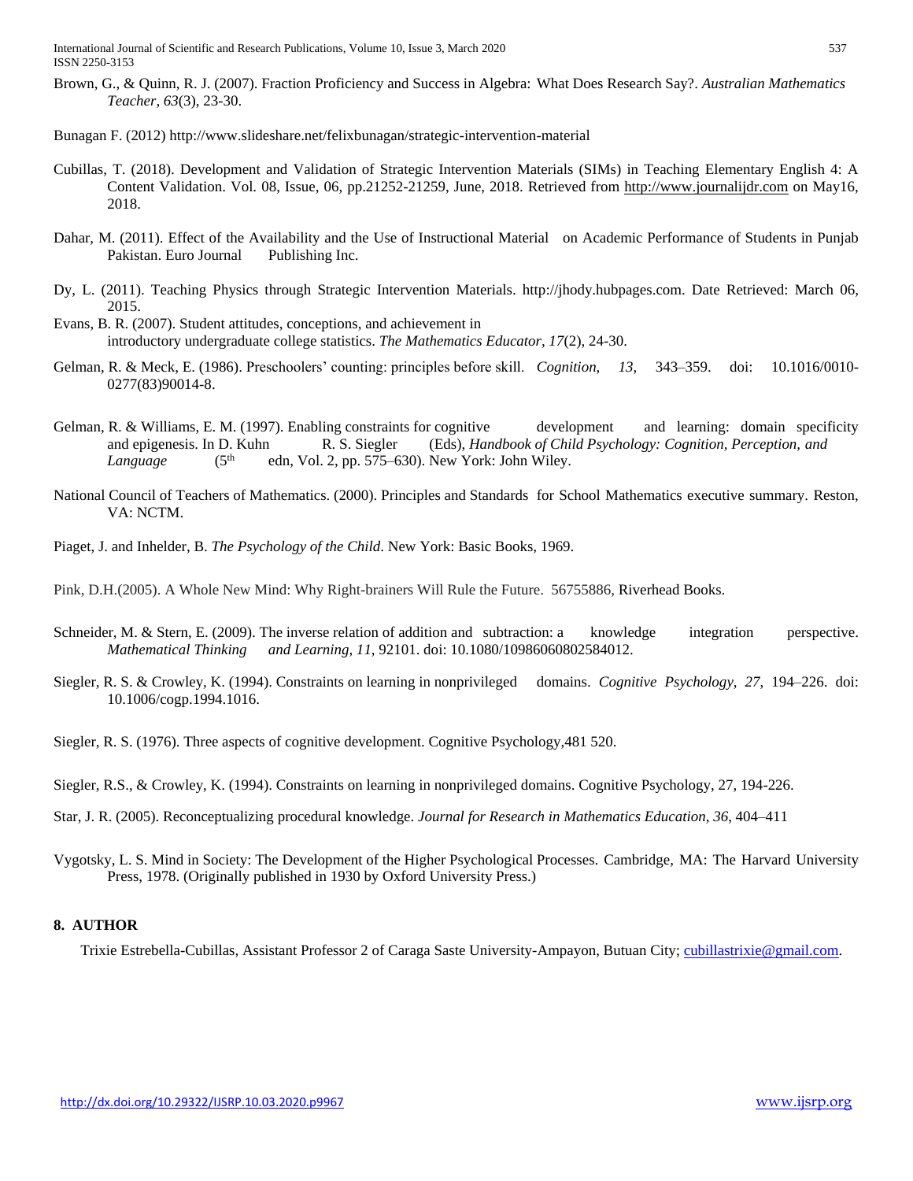Brown, G., & Quinn, R. J. (2007). Fraction Proficiency and Success in Algebra: What Does Research Say?. *Australian Mathematics Teacher*, *63*(3), 23-30.

Bunagan F. (2012) http://www.slideshare.net/felixbunagan/strategic-intervention-material

Cubillas, T. (2018). Development and Validation of Strategic Intervention Materials (SIMs) in Teaching Elementary English 4: A Content Validation. Vol. 08, Issue, 06, pp.21252-21259, June, 2018. Retrieved from http://www.journalijdr.com on May16, 2018.

Dahar, M. (2011). Effect of the Availability and the Use of Instructional Material on Academic Performance of Students in Punjab Pakistan. Euro Journal Publishing Inc.

Dy, L. (2011). Teaching Physics through Strategic Intervention Materials. http://jhody.hubpages.com. Date Retrieved: March 06, 2015.

Evans, B. R. (2007). Student attitudes, conceptions, and achievement in introductory undergraduate college statistics. *The Mathematics Educator*, *17*(2), 24-30.

Gelman, R. & Meck, E. (1986). Preschoolers' counting: principles before skill. *Cognition*, *13*, 343–359. doi: 10.1016/0010-0277(83)90014-8.

Gelman, R. & Williams, E. M. (1997). Enabling constraints for cognitive development and learning: domain specificity and epigenesis. In D. Kuhn R. S. Siegler (Eds), *Handbook of Child Psychology: Cognition, Perception, and Language* (5th edn, Vol. 2, pp. 575–630). New York: John Wiley.

National Council of Teachers of Mathematics. (2000). Principles and Standards for School Mathematics executive summary. Reston, VA: NCTM.

Piaget, J. and Inhelder, B. *The Psychology of the Child*. New York: Basic Books, 1969.

Pink, D.H.(2005). A Whole New Mind: Why Right-brainers Will Rule the Future. 56755886, Riverhead Books.

Schneider, M. & Stern, E. (2009). The inverse relation of addition and subtraction: a knowledge integration perspective. *Mathematical Thinking and Learning*, *11*, 92101. doi: 10.1080/10986060802584012.

Siegler, R. S. & Crowley, K. (1994). Constraints on learning in nonprivileged domains. *Cognitive Psychology*, *27*, 194–226. doi: 10.1006/cogp.1994.1016.

Siegler, R. S. (1976). Three aspects of cognitive development. Cognitive Psychology,481 520.

Siegler, R.S., & Crowley, K. (1994). Constraints on learning in nonprivileged domains. Cognitive Psychology, 27, 194-226.

Star, J. R. (2005). Reconceptualizing procedural knowledge. *Journal for Research in Mathematics Education*, *36*, 404–411

Vygotsky, L. S. Mind in Society: The Development of the Higher Psychological Processes. Cambridge, MA: The Harvard University Press, 1978. (Originally published in 1930 by Oxford University Press.)

## 8. AUTHOR

Trixie Estrebella-Cubillas, Assistant Professor 2 of Caraga Saste University-Ampayon, Butuan City; cubillastrixie@gmail.com.